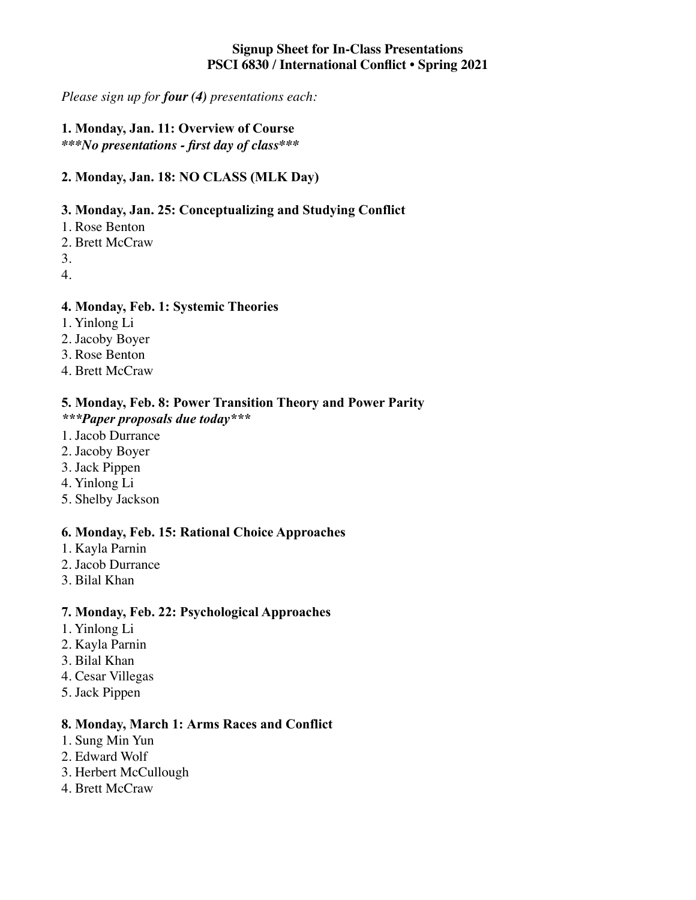**Signup Sheet for In-Class Presentations**
**PSCI 6830 / International Conflict • Spring 2021**

*Please sign up for **four (4)** presentations each:*

**1. Monday, Jan. 11: Overview of Course**
***\*\*\*No presentations - first day of class\*\*\****

**2. Monday, Jan. 18: NO CLASS (MLK Day)**

**3. Monday, Jan. 25: Conceptualizing and Studying Conflict**

1. Rose Benton
2. Brett McCraw
3. 
4. 

**4. Monday, Feb. 1: Systemic Theories**

1. Yinlong Li
2. Jacoby Boyer
3. Rose Benton
4. Brett McCraw

**5. Monday, Feb. 8: Power Transition Theory and Power Parity**
***\*\*\*Paper proposals due today\*\*\****

1. Jacob Durrance
2. Jacoby Boyer
3. Jack Pippen
4. Yinlong Li
5. Shelby Jackson

**6. Monday, Feb. 15: Rational Choice Approaches**

1. Kayla Parnin
2. Jacob Durrance
3. Bilal Khan

**7. Monday, Feb. 22: Psychological Approaches**

1. Yinlong Li
2. Kayla Parnin
3. Bilal Khan
4. Cesar Villegas
5. Jack Pippen

**8. Monday, March 1: Arms Races and Conflict**

1. Sung Min Yun
2. Edward Wolf
3. Herbert McCullough
4. Brett McCraw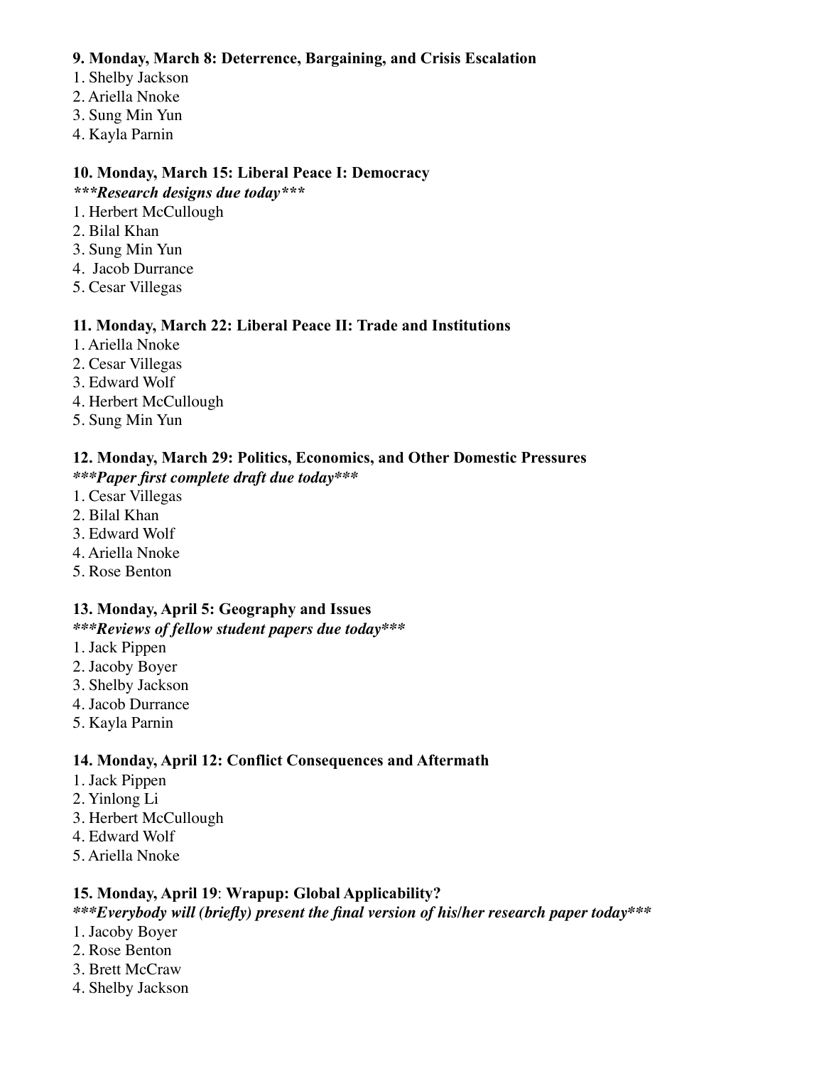**9. Monday, March 8: Deterrence, Bargaining, and Crisis Escalation**

1. Shelby Jackson
2. Ariella Nnoke
3. Sung Min Yun
4. Kayla Parnin

**10. Monday, March 15: Liberal Peace I: Democracy**

***\*\*\*Research designs due today\*\*\****

1. Herbert McCullough
2. Bilal Khan
3. Sung Min Yun
4. Jacob Durrance
5. Cesar Villegas

**11. Monday, March 22: Liberal Peace II: Trade and Institutions**

1. Ariella Nnoke
2. Cesar Villegas
3. Edward Wolf
4. Herbert McCullough
5. Sung Min Yun

**12. Monday, March 29: Politics, Economics, and Other Domestic Pressures**

***\*\*\*Paper first complete draft due today\*\*\****

1. Cesar Villegas
2. Bilal Khan
3. Edward Wolf
4. Ariella Nnoke
5. Rose Benton

**13. Monday, April 5: Geography and Issues**

***\*\*\*Reviews of fellow student papers due today\*\*\****

1. Jack Pippen
2. Jacoby Boyer
3. Shelby Jackson
4. Jacob Durrance
5. Kayla Parnin

**14. Monday, April 12: Conflict Consequences and Aftermath**

1. Jack Pippen
2. Yinlong Li
3. Herbert McCullough
4. Edward Wolf
5. Ariella Nnoke

**15. Monday, April 19**: **Wrapup: Global Applicability?**

***\*\*\*Everybody will (briefly) present the final version of his/her research paper today\*\*\****

1. Jacoby Boyer
2. Rose Benton
3. Brett McCraw
4. Shelby Jackson